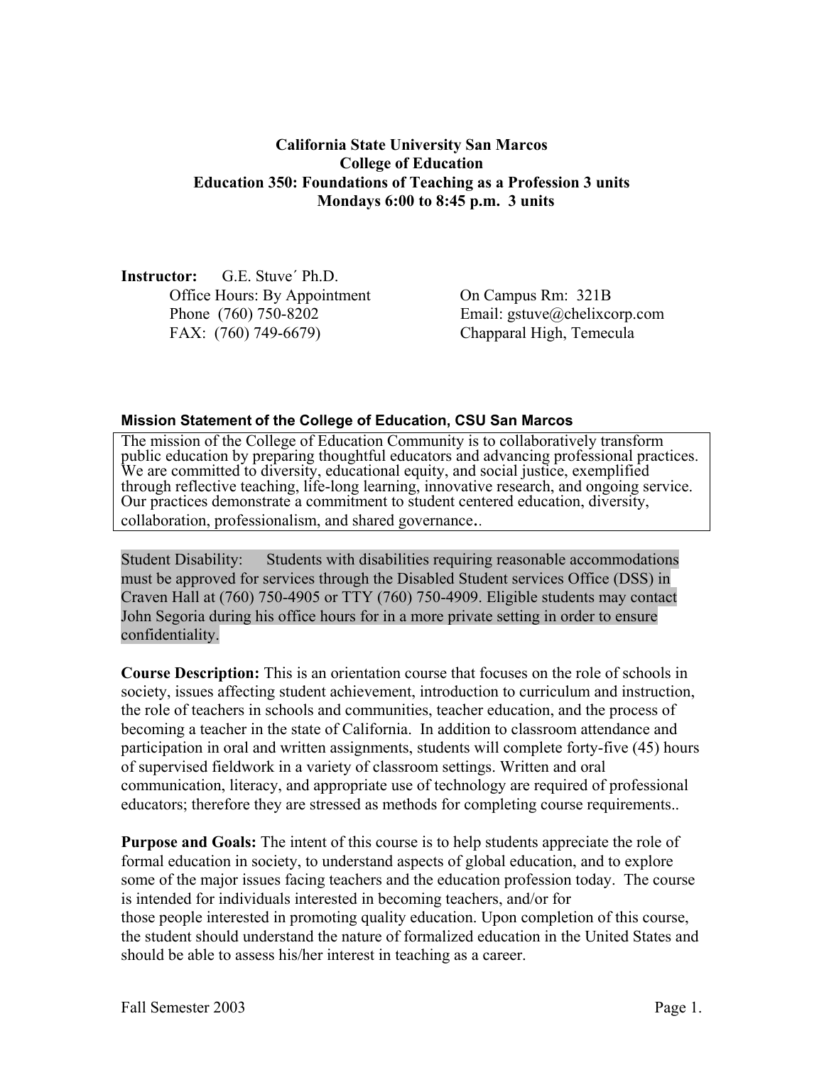**California State University San Marcos**
**College of Education**
**Education 350: Foundations of Teaching as a Profession 3 units**
**Mondays 6:00 to 8:45 p.m. 3 units**

**Instructor:** G.E. Stuve´ Ph.D.
Office Hours: By Appointment
Phone (760) 750-8202
FAX: (760) 749-6679)

On Campus Rm: 321B
Email: gstuve@chelixcorp.com
Chapparal High, Temecula

**Mission Statement of the College of Education, CSU San Marcos**

The mission of the College of Education Community is to collaboratively transform public education by preparing thoughtful educators and advancing professional practices. We are committed to diversity, educational equity, and social justice, exemplified through reflective teaching, life-long learning, innovative research, and ongoing service. Our practices demonstrate a commitment to student centered education, diversity, collaboration, professionalism, and shared governance..

Student Disability: Students with disabilities requiring reasonable accommodations must be approved for services through the Disabled Student services Office (DSS) in Craven Hall at (760) 750-4905 or TTY (760) 750-4909. Eligible students may contact John Segoria during his office hours for in a more private setting in order to ensure confidentiality.

**Course Description:** This is an orientation course that focuses on the role of schools in society, issues affecting student achievement, introduction to curriculum and instruction, the role of teachers in schools and communities, teacher education, and the process of becoming a teacher in the state of California. In addition to classroom attendance and participation in oral and written assignments, students will complete forty-five (45) hours of supervised fieldwork in a variety of classroom settings. Written and oral communication, literacy, and appropriate use of technology are required of professional educators; therefore they are stressed as methods for completing course requirements..

**Purpose and Goals:** The intent of this course is to help students appreciate the role of formal education in society, to understand aspects of global education, and to explore some of the major issues facing teachers and the education profession today. The course is intended for individuals interested in becoming teachers, and/or for those people interested in promoting quality education. Upon completion of this course, the student should understand the nature of formalized education in the United States and should be able to assess his/her interest in teaching as a career.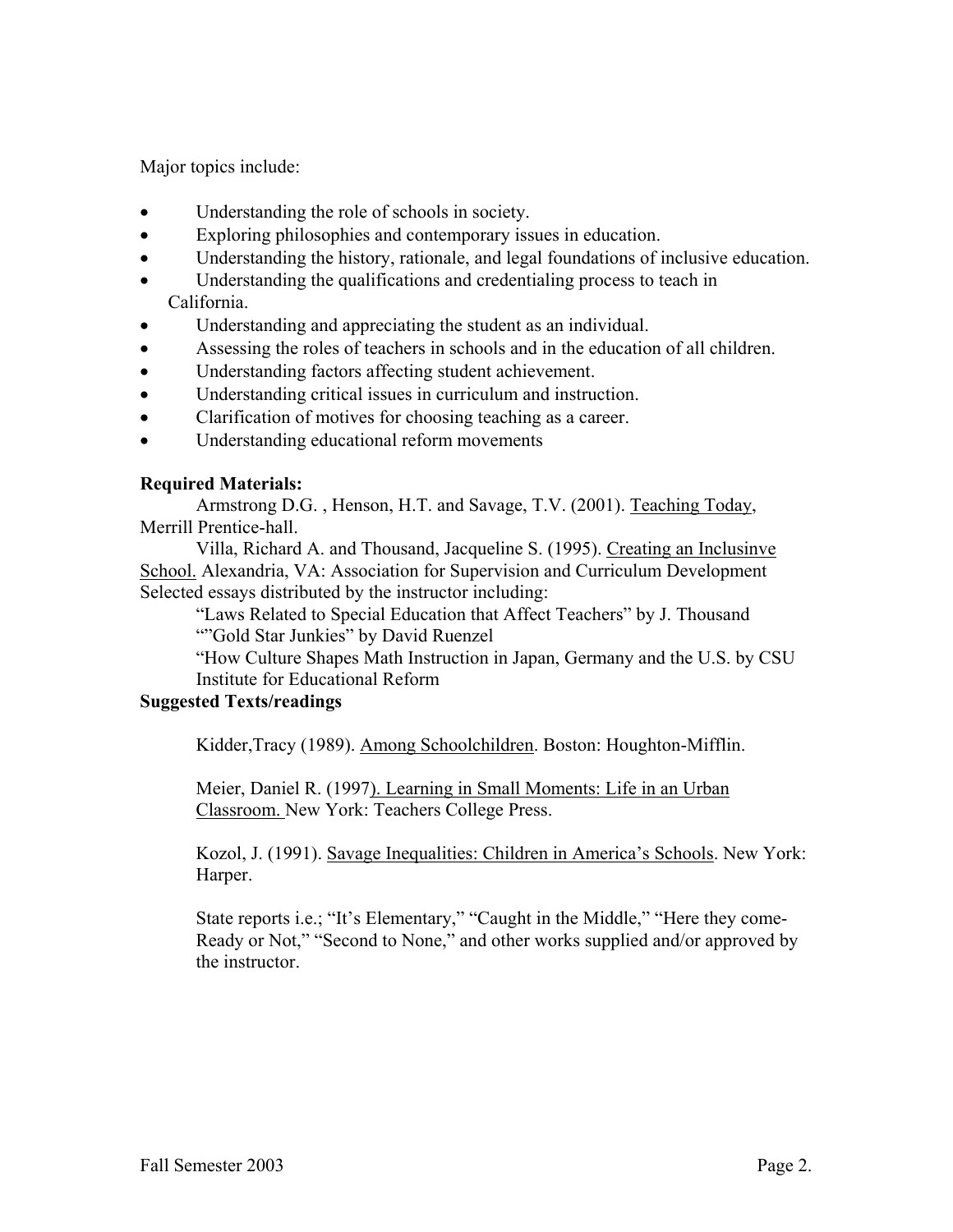Major topics include:

- Understanding the role of schools in society.
- Exploring philosophies and contemporary issues in education.
- Understanding the history, rationale, and legal foundations of inclusive education.
- Understanding the qualifications and credentialing process to teach in California.
- Understanding and appreciating the student as an individual.
- Assessing the roles of teachers in schools and in the education of all children.
- Understanding factors affecting student achievement.
- Understanding critical issues in curriculum and instruction.
- Clarification of motives for choosing teaching as a career.
- Understanding educational reform movements

**Required Materials:**

Armstrong D.G. , Henson, H.T. and Savage, T.V. (2001). Teaching Today, Merrill Prentice-hall.

Villa, Richard A. and Thousand, Jacqueline S. (1995). Creating an Inclusinve School. Alexandria, VA: Association for Supervision and Curriculum Development

Selected essays distributed by the instructor including:

"Laws Related to Special Education that Affect Teachers" by J. Thousand

""Gold Star Junkies" by David Ruenzel

"How Culture Shapes Math Instruction in Japan, Germany and the U.S. by CSU Institute for Educational Reform

**Suggested Texts/readings**

Kidder,Tracy (1989). Among Schoolchildren. Boston: Houghton-Mifflin.

Meier, Daniel R. (1997). Learning in Small Moments: Life in an Urban Classroom. New York: Teachers College Press.

Kozol, J. (1991). Savage Inequalities: Children in America's Schools. New York: Harper.

State reports i.e.; "It's Elementary," "Caught in the Middle," "Here they come-Ready or Not," "Second to None," and other works supplied and/or approved by the instructor.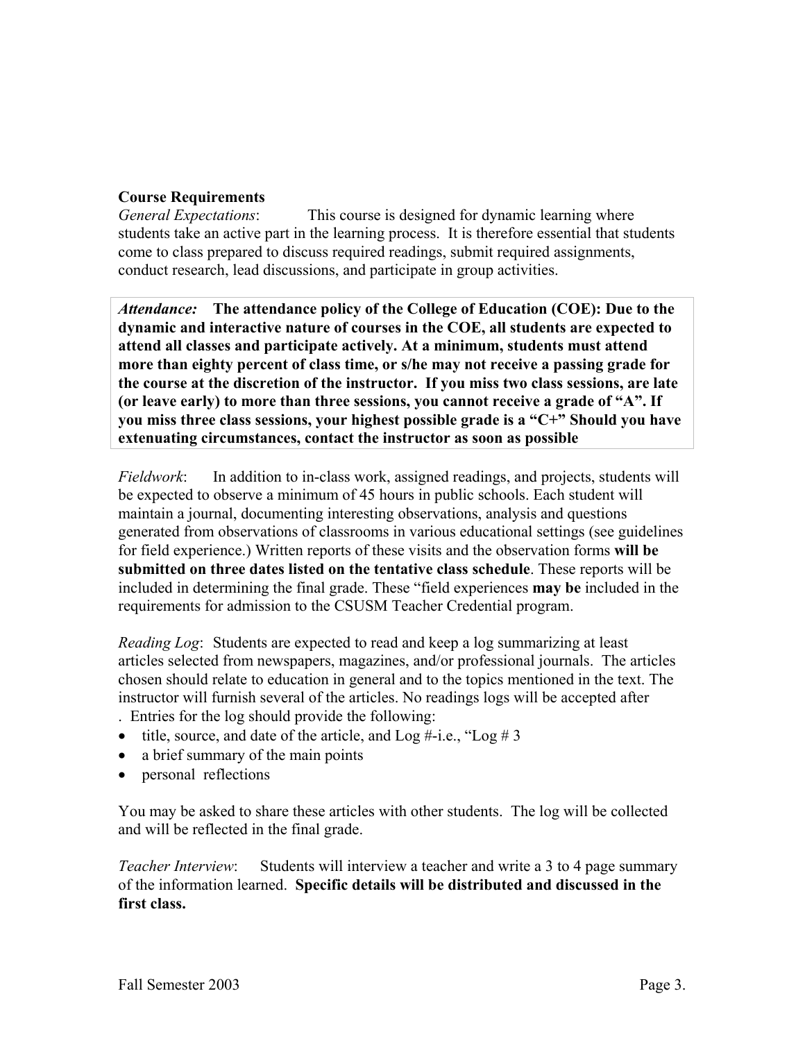**Course Requirements**

*General Expectations*: This course is designed for dynamic learning where students take an active part in the learning process. It is therefore essential that students come to class prepared to discuss required readings, submit required assignments, conduct research, lead discussions, and participate in group activities.

*Attendance:* **The attendance policy of the College of Education (COE): Due to the dynamic and interactive nature of courses in the COE, all students are expected to attend all classes and participate actively. At a minimum, students must attend more than eighty percent of class time, or s/he may not receive a passing grade for the course at the discretion of the instructor. If you miss two class sessions, are late (or leave early) to more than three sessions, you cannot receive a grade of "A". If you miss three class sessions, your highest possible grade is a "C+" Should you have extenuating circumstances, contact the instructor as soon as possible**

*Fieldwork*: In addition to in-class work, assigned readings, and projects, students will be expected to observe a minimum of 45 hours in public schools. Each student will maintain a journal, documenting interesting observations, analysis and questions generated from observations of classrooms in various educational settings (see guidelines for field experience.) Written reports of these visits and the observation forms **will be submitted on three dates listed on the tentative class schedule**. These reports will be included in determining the final grade. These "field experiences **may be** included in the requirements for admission to the CSUSM Teacher Credential program.

*Reading Log*: Students are expected to read and keep a log summarizing at least articles selected from newspapers, magazines, and/or professional journals. The articles chosen should relate to education in general and to the topics mentioned in the text. The instructor will furnish several of the articles. No readings logs will be accepted after . Entries for the log should provide the following:

- title, source, and date of the article, and Log #-i.e., "Log # 3
- a brief summary of the main points
- personal reflections

You may be asked to share these articles with other students. The log will be collected and will be reflected in the final grade.

*Teacher Interview*: Students will interview a teacher and write a 3 to 4 page summary of the information learned. **Specific details will be distributed and discussed in the first class.**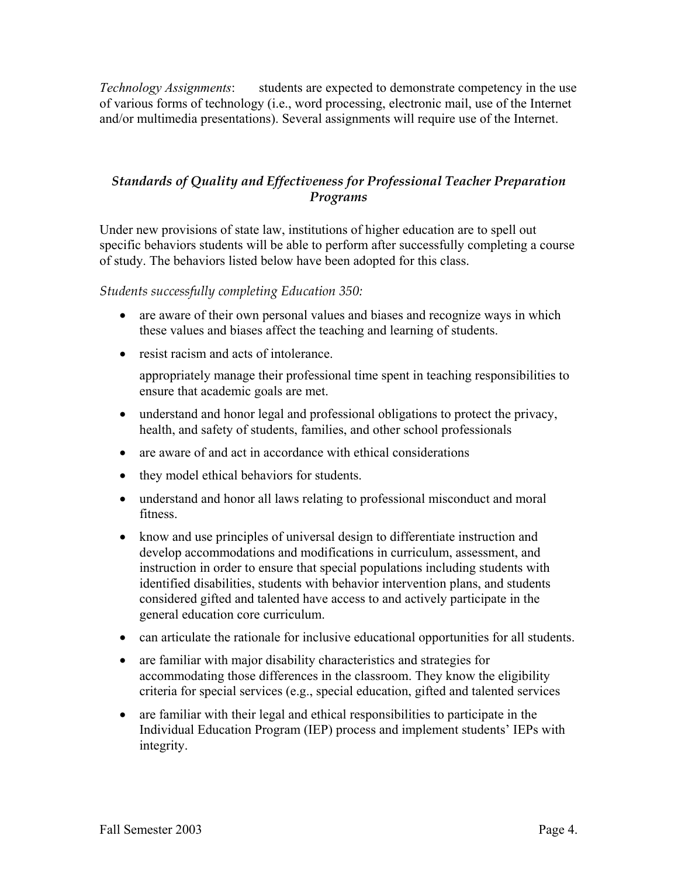*Technology Assignments*: students are expected to demonstrate competency in the use of various forms of technology (i.e., word processing, electronic mail, use of the Internet and/or multimedia presentations). Several assignments will require use of the Internet.

## *Standards of Quality and Effectiveness for Professional Teacher Preparation Programs*

Under new provisions of state law, institutions of higher education are to spell out specific behaviors students will be able to perform after successfully completing a course of study. The behaviors listed below have been adopted for this class.

*Students successfully completing Education 350:*

- are aware of their own personal values and biases and recognize ways in which these values and biases affect the teaching and learning of students.
- resist racism and acts of intolerance.

  appropriately manage their professional time spent in teaching responsibilities to ensure that academic goals are met.
- understand and honor legal and professional obligations to protect the privacy, health, and safety of students, families, and other school professionals
- are aware of and act in accordance with ethical considerations
- they model ethical behaviors for students.
- understand and honor all laws relating to professional misconduct and moral fitness.
- know and use principles of universal design to differentiate instruction and develop accommodations and modifications in curriculum, assessment, and instruction in order to ensure that special populations including students with identified disabilities, students with behavior intervention plans, and students considered gifted and talented have access to and actively participate in the general education core curriculum.
- can articulate the rationale for inclusive educational opportunities for all students.
- are familiar with major disability characteristics and strategies for accommodating those differences in the classroom. They know the eligibility criteria for special services (e.g., special education, gifted and talented services
- are familiar with their legal and ethical responsibilities to participate in the Individual Education Program (IEP) process and implement students' IEPs with integrity.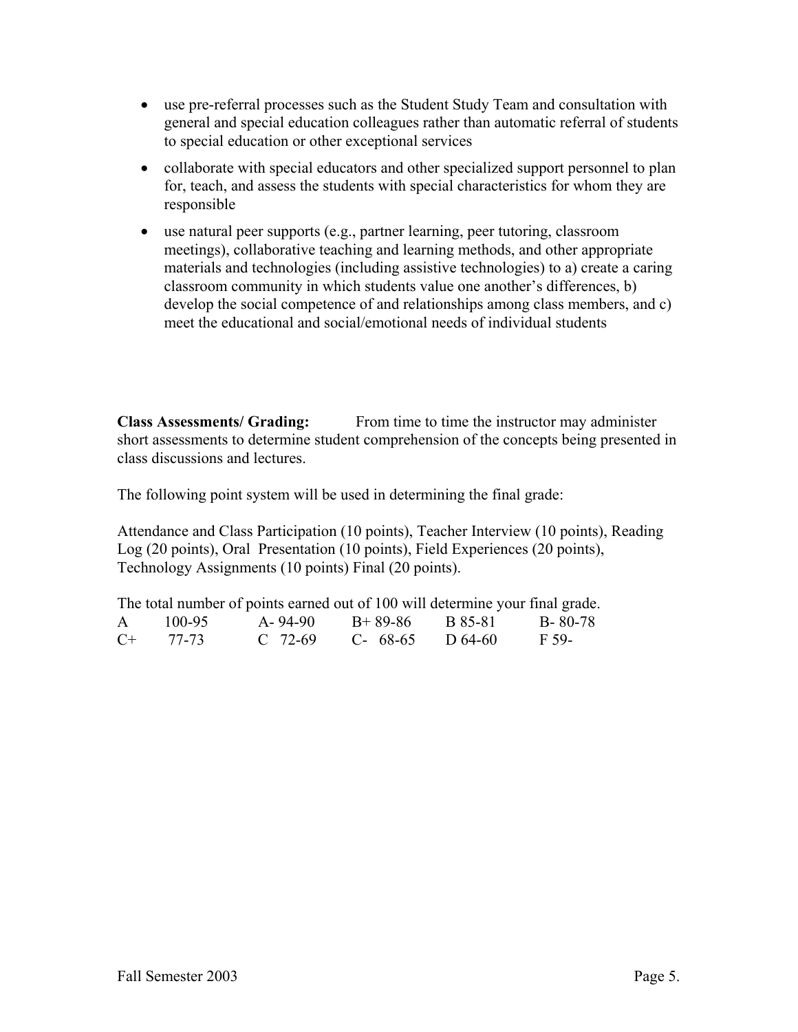- use pre-referral processes such as the Student Study Team and consultation with general and special education colleagues rather than automatic referral of students to special education or other exceptional services
- collaborate with special educators and other specialized support personnel to plan for, teach, and assess the students with special characteristics for whom they are responsible
- use natural peer supports (e.g., partner learning, peer tutoring, classroom meetings), collaborative teaching and learning methods, and other appropriate materials and technologies (including assistive technologies) to a) create a caring classroom community in which students value one another's differences, b) develop the social competence of and relationships among class members, and c) meet the educational and social/emotional needs of individual students

**Class Assessments/ Grading:** From time to time the instructor may administer short assessments to determine student comprehension of the concepts being presented in class discussions and lectures.

The following point system will be used in determining the final grade:

Attendance and Class Participation (10 points), Teacher Interview (10 points), Reading Log (20 points), Oral Presentation (10 points), Field Experiences (20 points), Technology Assignments (10 points) Final (20 points).

The total number of points earned out of 100 will determine your final grade.

| | | | | | |
|---|---|---|---|---|---|
| A | 100-95 | A- 94-90 | B+ 89-86 | B 85-81 | B- 80-78 |
| C+ | 77-73 | C 72-69 | C- 68-65 | D 64-60 | F 59- |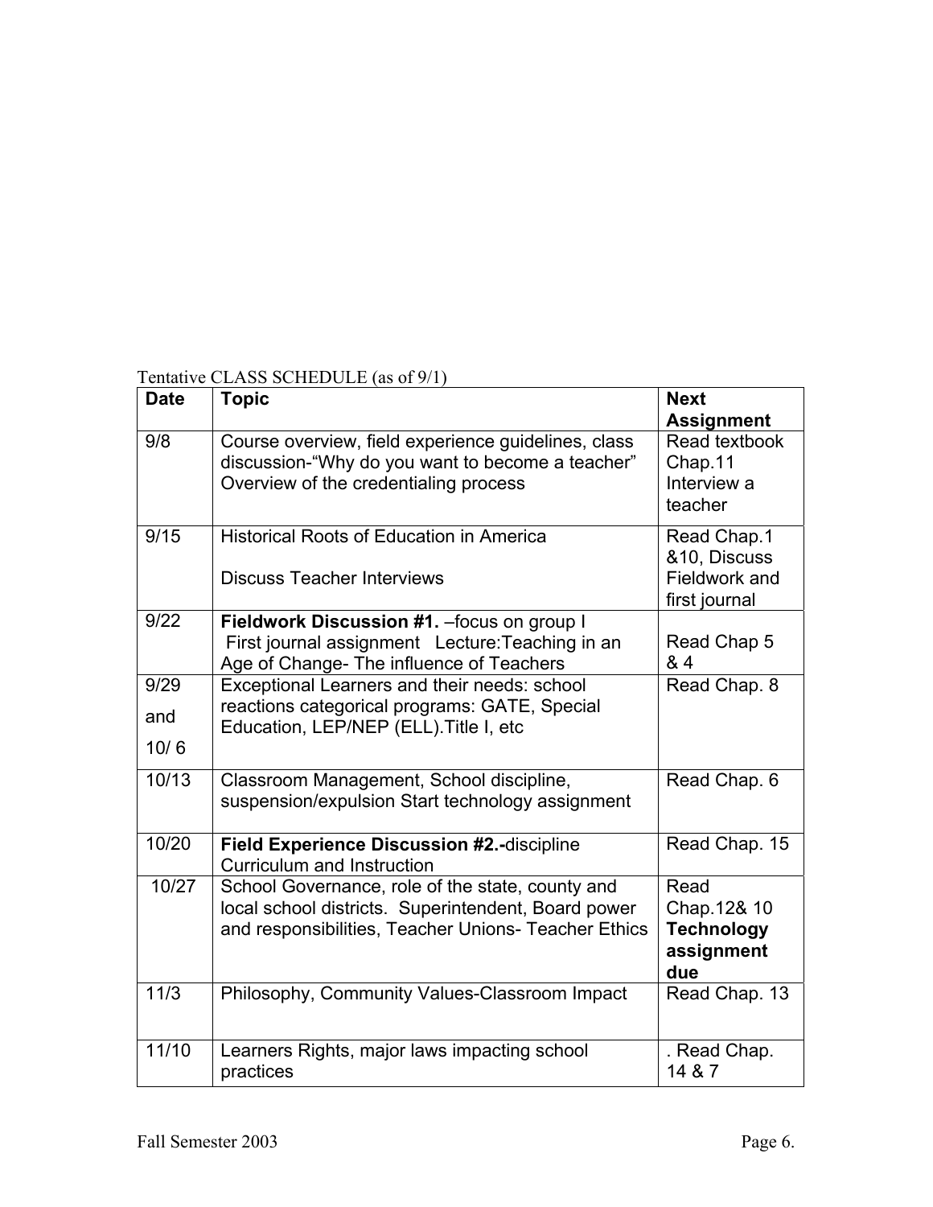Tentative CLASS SCHEDULE (as of 9/1)

| Date | Topic | Next Assignment |
|---|---|---|
| 9/8 | Course overview, field experience guidelines, class discussion-"Why do you want to become a teacher" Overview of the credentialing process | Read textbook Chap.11 Interview a teacher |
| 9/15 | Historical Roots of Education in America<br><br>Discuss Teacher Interviews | Read Chap.1 &10, Discuss Fieldwork and first journal |
| 9/22 | **Fieldwork Discussion #1.** –focus on group I First journal assignment Lecture:Teaching in an Age of Change- The influence of Teachers | Read Chap 5 & 4 |
| 9/29 and 10/ 6 | Exceptional Learners and their needs: school reactions categorical programs: GATE, Special Education, LEP/NEP (ELL).Title I, etc | Read Chap. 8 |
| 10/13 | Classroom Management, School discipline, suspension/expulsion Start technology assignment | Read Chap. 6 |
| 10/20 | **Field Experience Discussion #2.-**discipline Curriculum and Instruction | Read Chap. 15 |
| 10/27 | School Governance, role of the state, county and local school districts. Superintendent, Board power and responsibilities, Teacher Unions- Teacher Ethics | Read Chap.12& 10 **Technology assignment due** |
| 11/3 | Philosophy, Community Values-Classroom Impact | Read Chap. 13 |
| 11/10 | Learners Rights, major laws impacting school practices | . Read Chap. 14 & 7 |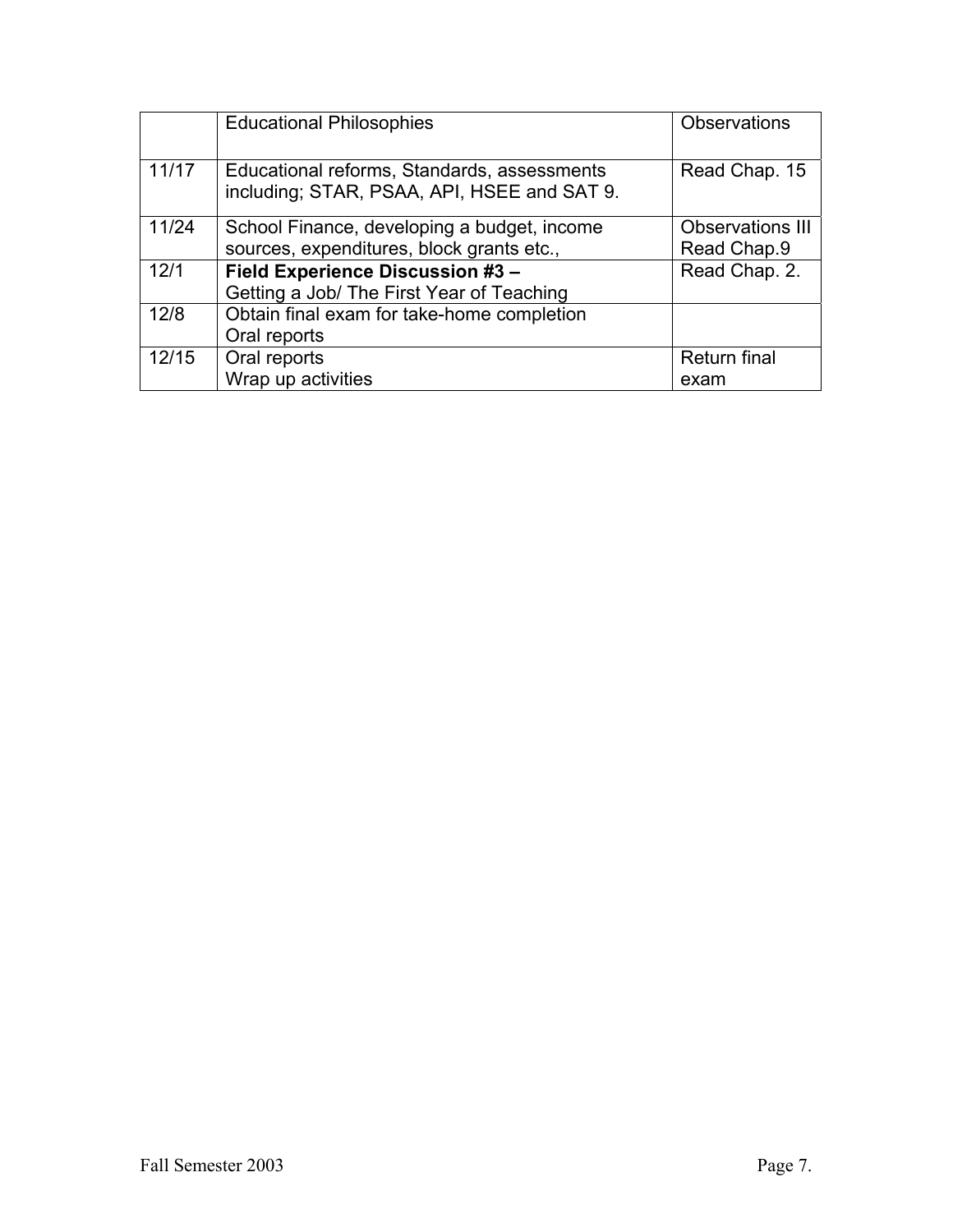| | | |
|---|---|---|
| | Educational Philosophies | Observations |
| 11/17 | Educational reforms, Standards, assessments including; STAR, PSAA, API, HSEE and SAT 9. | Read Chap. 15 |
| 11/24 | School Finance, developing a budget, income sources, expenditures, block grants etc., | Observations III Read Chap.9 |
| 12/1 | **Field Experience Discussion #3 –** Getting a Job/ The First Year of Teaching | Read Chap. 2. |
| 12/8 | Obtain final exam for take-home completion Oral reports | |
| 12/15 | Oral reports Wrap up activities | Return final exam |